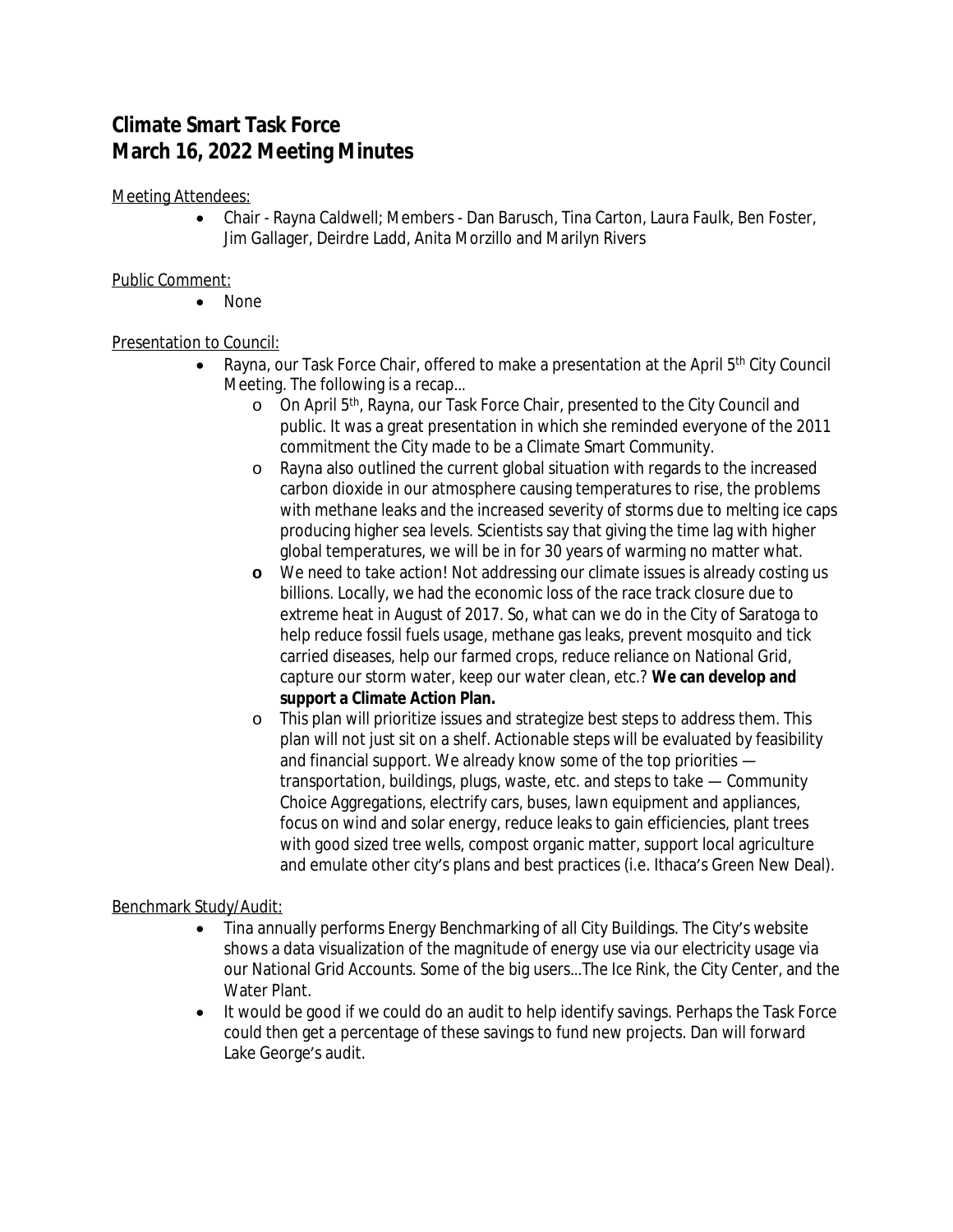# Climate Smart Task Force
# March 16, 2022 Meeting Minutes

Meeting Attendees:

- Chair - Rayna Caldwell; Members - Dan Barusch, Tina Carton, Laura Faulk, Ben Foster, Jim Gallager, Deirdre Ladd, Anita Morzillo and Marilyn Rivers

Public Comment:

- None

Presentation to Council:

- Rayna, our Task Force Chair, offered to make a presentation at the April 5th City Council Meeting. The following is a recap…
  - On April 5th, Rayna, our Task Force Chair, presented to the City Council and public. It was a great presentation in which she reminded everyone of the 2011 commitment the City made to be a Climate Smart Community.
  - Rayna also outlined the current global situation with regards to the increased carbon dioxide in our atmosphere causing temperatures to rise, the problems with methane leaks and the increased severity of storms due to melting ice caps producing higher sea levels. Scientists say that giving the time lag with higher global temperatures, we will be in for 30 years of warming no matter what.
  - We need to take action! Not addressing our climate issues is already costing us billions. Locally, we had the economic loss of the race track closure due to extreme heat in August of 2017. So, what can we do in the City of Saratoga to help reduce fossil fuels usage, methane gas leaks, prevent mosquito and tick carried diseases, help our farmed crops, reduce reliance on National Grid, capture our storm water, keep our water clean, etc.? **We can develop and support a Climate Action Plan.**
  - This plan will prioritize issues and strategize best steps to address them. This plan will not just sit on a shelf. Actionable steps will be evaluated by feasibility and financial support. We already know some of the top priorities — transportation, buildings, plugs, waste, etc. and steps to take — Community Choice Aggregations, electrify cars, buses, lawn equipment and appliances, focus on wind and solar energy, reduce leaks to gain efficiencies, plant trees with good sized tree wells, compost organic matter, support local agriculture and emulate other city's plans and best practices (i.e. Ithaca's Green New Deal).

Benchmark Study/Audit:

- Tina annually performs Energy Benchmarking of all City Buildings. The City's website shows a data visualization of the magnitude of energy use via our electricity usage via our National Grid Accounts. Some of the big users…The Ice Rink, the City Center, and the Water Plant.
- It would be good if we could do an audit to help identify savings. Perhaps the Task Force could then get a percentage of these savings to fund new projects. Dan will forward Lake George's audit.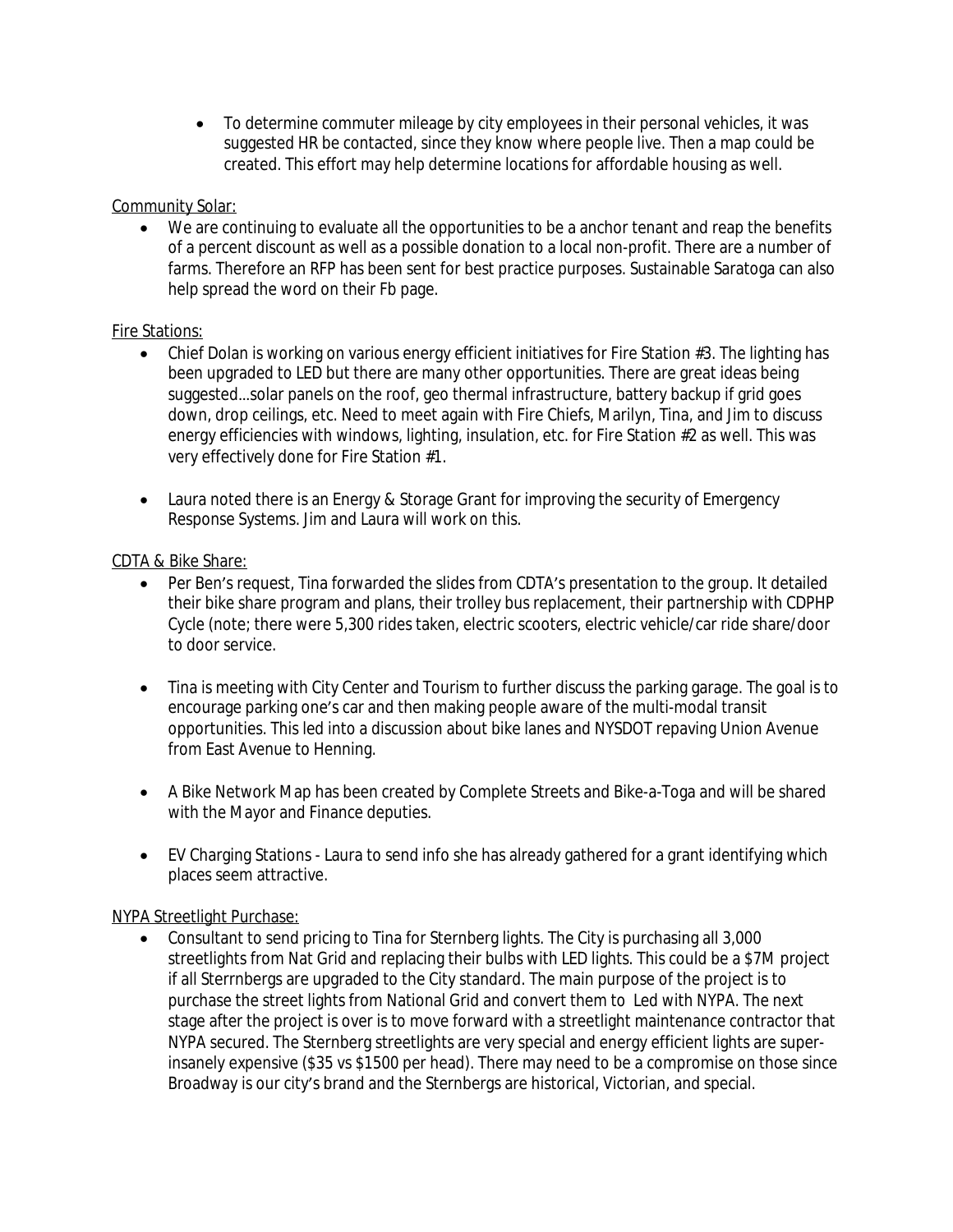- To determine commuter mileage by city employees in their personal vehicles, it was suggested HR be contacted, since they know where people live. Then a map could be created. This effort may help determine locations for affordable housing as well.

Community Solar:

- We are continuing to evaluate all the opportunities to be a anchor tenant and reap the benefits of a percent discount as well as a possible donation to a local non-profit. There are a number of farms. Therefore an RFP has been sent for best practice purposes. Sustainable Saratoga can also help spread the word on their Fb page.

Fire Stations:

- Chief Dolan is working on various energy efficient initiatives for Fire Station #3. The lighting has been upgraded to LED but there are many other opportunities. There are great ideas being suggested…solar panels on the roof, geo thermal infrastructure, battery backup if grid goes down, drop ceilings, etc. Need to meet again with Fire Chiefs, Marilyn, Tina, and Jim to discuss energy efficiencies with windows, lighting, insulation, etc. for Fire Station #2 as well. This was very effectively done for Fire Station #1.

- Laura noted there is an Energy & Storage Grant for improving the security of Emergency Response Systems. Jim and Laura will work on this.

CDTA & Bike Share:

- Per Ben's request, Tina forwarded the slides from CDTA's presentation to the group. It detailed their bike share program and plans, their trolley bus replacement, their partnership with CDPHP Cycle (note; there were 5,300 rides taken, electric scooters, electric vehicle/car ride share/door to door service.

- Tina is meeting with City Center and Tourism to further discuss the parking garage. The goal is to encourage parking one's car and then making people aware of the multi-modal transit opportunities. This led into a discussion about bike lanes and NYSDOT repaving Union Avenue from East Avenue to Henning.

- A Bike Network Map has been created by Complete Streets and Bike-a-Toga and will be shared with the Mayor and Finance deputies.

- EV Charging Stations - Laura to send info she has already gathered for a grant identifying which places seem attractive.

NYPA Streetlight Purchase:

- Consultant to send pricing to Tina for Sternberg lights. The City is purchasing all 3,000 streetlights from Nat Grid and replacing their bulbs with LED lights. This could be a $7M project if all Sterrnbergs are upgraded to the City standard. The main purpose of the project is to purchase the street lights from National Grid and convert them to Led with NYPA. The next stage after the project is over is to move forward with a streetlight maintenance contractor that NYPA secured. The Sternberg streetlights are very special and energy efficient lights are super-insanely expensive ($35 vs $1500 per head). There may need to be a compromise on those since Broadway is our city's brand and the Sternbergs are historical, Victorian, and special.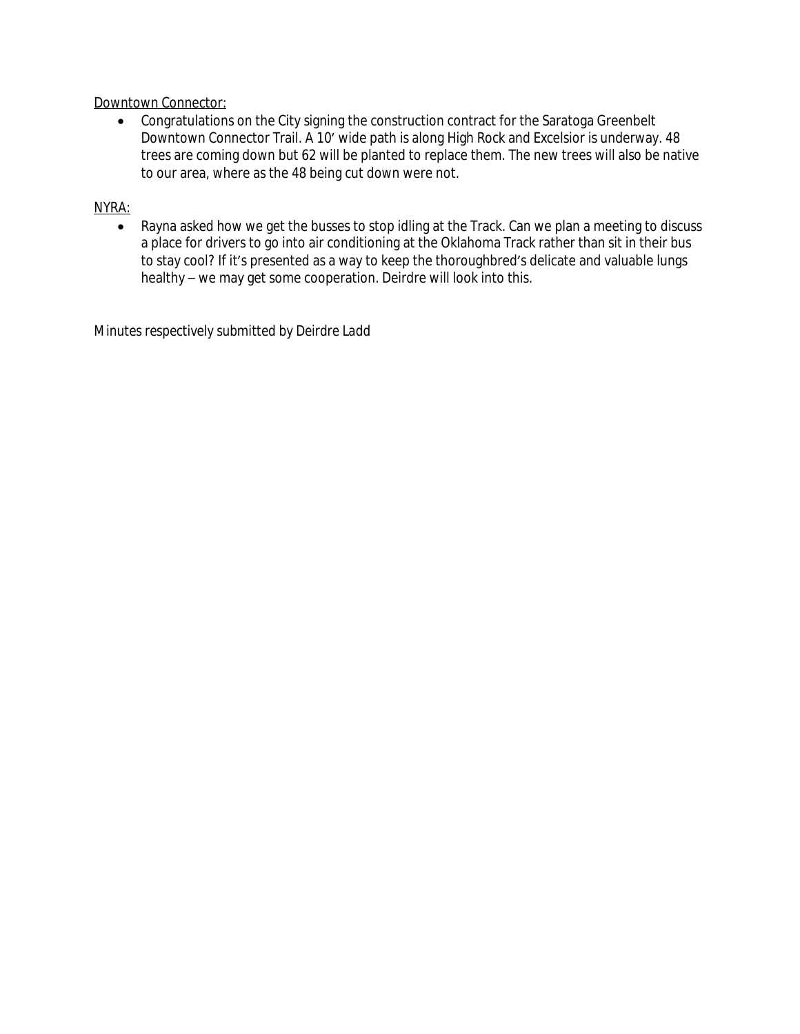<u>Downtown Connector:</u>

- Congratulations on the City signing the construction contract for the Saratoga Greenbelt Downtown Connector Trail. A 10' wide path is along High Rock and Excelsior is underway. 48 trees are coming down but 62 will be planted to replace them. The new trees will also be native to our area, where as the 48 being cut down were not.

<u>NYRA:</u>

- Rayna asked how we get the busses to stop idling at the Track. Can we plan a meeting to discuss a place for drivers to go into air conditioning at the Oklahoma Track rather than sit in their bus to stay cool? If it's presented as a way to keep the thoroughbred's delicate and valuable lungs healthy – we may get some cooperation. Deirdre will look into this.

*Minutes respectively submitted by Deirdre Ladd*